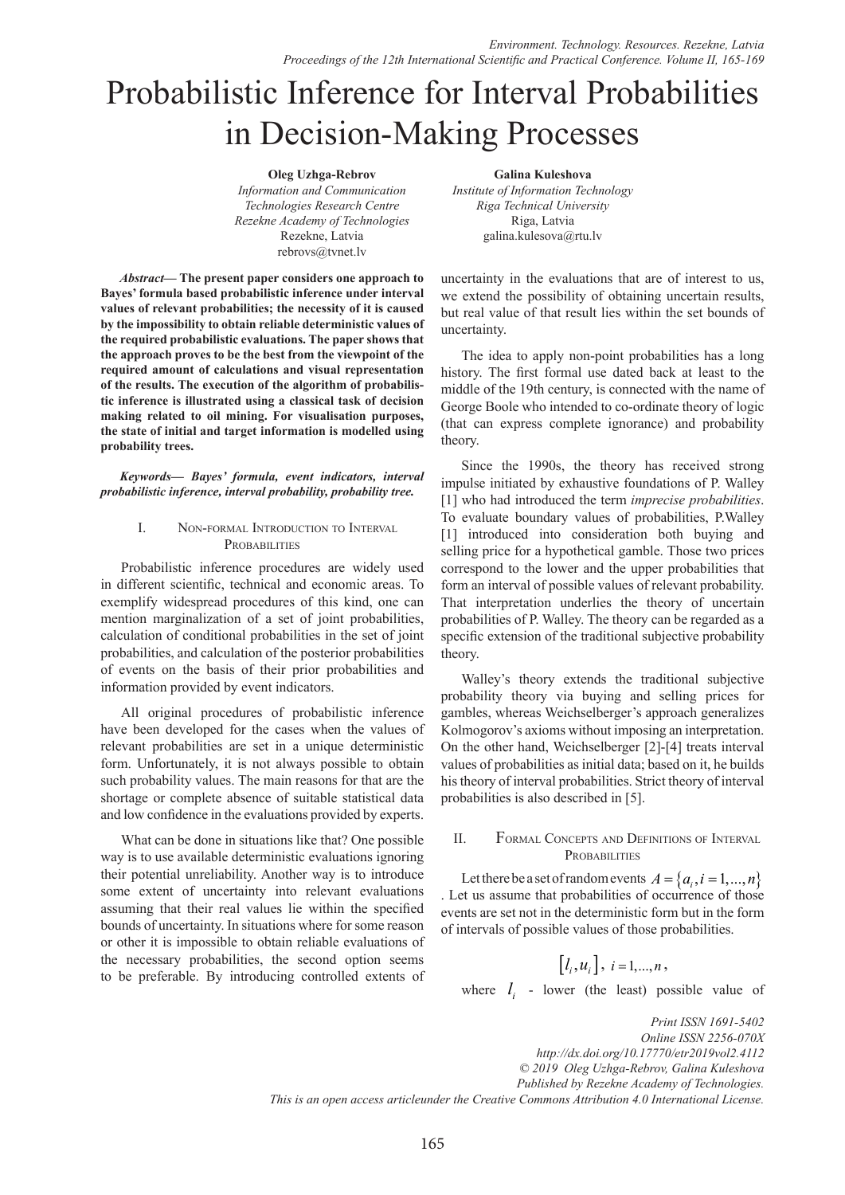# Probabilistic Inference for Interval Probabilities in Decision-Making Processes

**Oleg Uzhga-Rebrov**
*Information and Communication Technologies Research Centre*
*Rezekne Academy of Technologies*
Rezekne, Latvia
rebrovs@tvnet.lv

**Galina Kuleshova**
*Institute of Information Technology*
*Riga Technical University*
Riga, Latvia
galina.kulesova@rtu.lv

***Abstract*— The present paper considers one approach to Bayes' formula based probabilistic inference under interval values of relevant probabilities; the necessity of it is caused by the impossibility to obtain reliable deterministic values of the required probabilistic evaluations. The paper shows that the approach proves to be the best from the viewpoint of the required amount of calculations and visual representation of the results. The execution of the algorithm of probabilistic inference is illustrated using a classical task of decision making related to oil mining. For visualisation purposes, the state of initial and target information is modelled using probability trees.**

***Keywords*— Bayes' formula, event indicators, interval probabilistic inference, interval probability, probability tree.**

## I. Non-formal Introduction to Interval Probabilities

Probabilistic inference procedures are widely used in different scientific, technical and economic areas. To exemplify widespread procedures of this kind, one can mention marginalization of a set of joint probabilities, calculation of conditional probabilities in the set of joint probabilities, and calculation of the posterior probabilities of events on the basis of their prior probabilities and information provided by event indicators.

All original procedures of probabilistic inference have been developed for the cases when the values of relevant probabilities are set in a unique deterministic form. Unfortunately, it is not always possible to obtain such probability values. The main reasons for that are the shortage or complete absence of suitable statistical data and low confidence in the evaluations provided by experts.

What can be done in situations like that? One possible way is to use available deterministic evaluations ignoring their potential unreliability. Another way is to introduce some extent of uncertainty into relevant evaluations assuming that their real values lie within the specified bounds of uncertainty. In situations where for some reason or other it is impossible to obtain reliable evaluations of the necessary probabilities, the second option seems to be preferable. By introducing controlled extents of uncertainty in the evaluations that are of interest to us, we extend the possibility of obtaining uncertain results, but real value of that result lies within the set bounds of uncertainty.

The idea to apply non-point probabilities has a long history. The first formal use dated back at least to the middle of the 19th century, is connected with the name of George Boole who intended to co-ordinate theory of logic (that can express complete ignorance) and probability theory.

Since the 1990s, the theory has received strong impulse initiated by exhaustive foundations of P. Walley [1] who had introduced the term *imprecise probabilities*. To evaluate boundary values of probabilities, P.Walley [1] introduced into consideration both buying and selling price for a hypothetical gamble. Those two prices correspond to the lower and the upper probabilities that form an interval of possible values of relevant probability. That interpretation underlies the theory of uncertain probabilities of P. Walley. The theory can be regarded as a specific extension of the traditional subjective probability theory.

Walley's theory extends the traditional subjective probability theory via buying and selling prices for gambles, whereas Weichselberger's approach generalizes Kolmogorov's axioms without imposing an interpretation. On the other hand, Weichselberger [2]-[4] treats interval values of probabilities as initial data; based on it, he builds his theory of interval probabilities. Strict theory of interval probabilities is also described in [5].

## II. Formal Concepts and Definitions of Interval Probabilities

Let there be a set of random events $A = \{a_i, i = 1,...,n\}$. Let us assume that probabilities of occurrence of those events are set not in the deterministic form but in the form of intervals of possible values of those probabilities.

$$[l_i, u_i],\ i = 1,...,n,$$

where $l_i$ - lower (the least) possible value of

Print ISSN 1691-5402
Online ISSN 2256-070X
http://dx.doi.org/10.17770/etr2019vol2.4112
© 2019 Oleg Uzhga-Rebrov, Galina Kuleshova
Published by Rezekne Academy of Technologies.
This is an open access articleunder the Creative Commons Attribution 4.0 International License.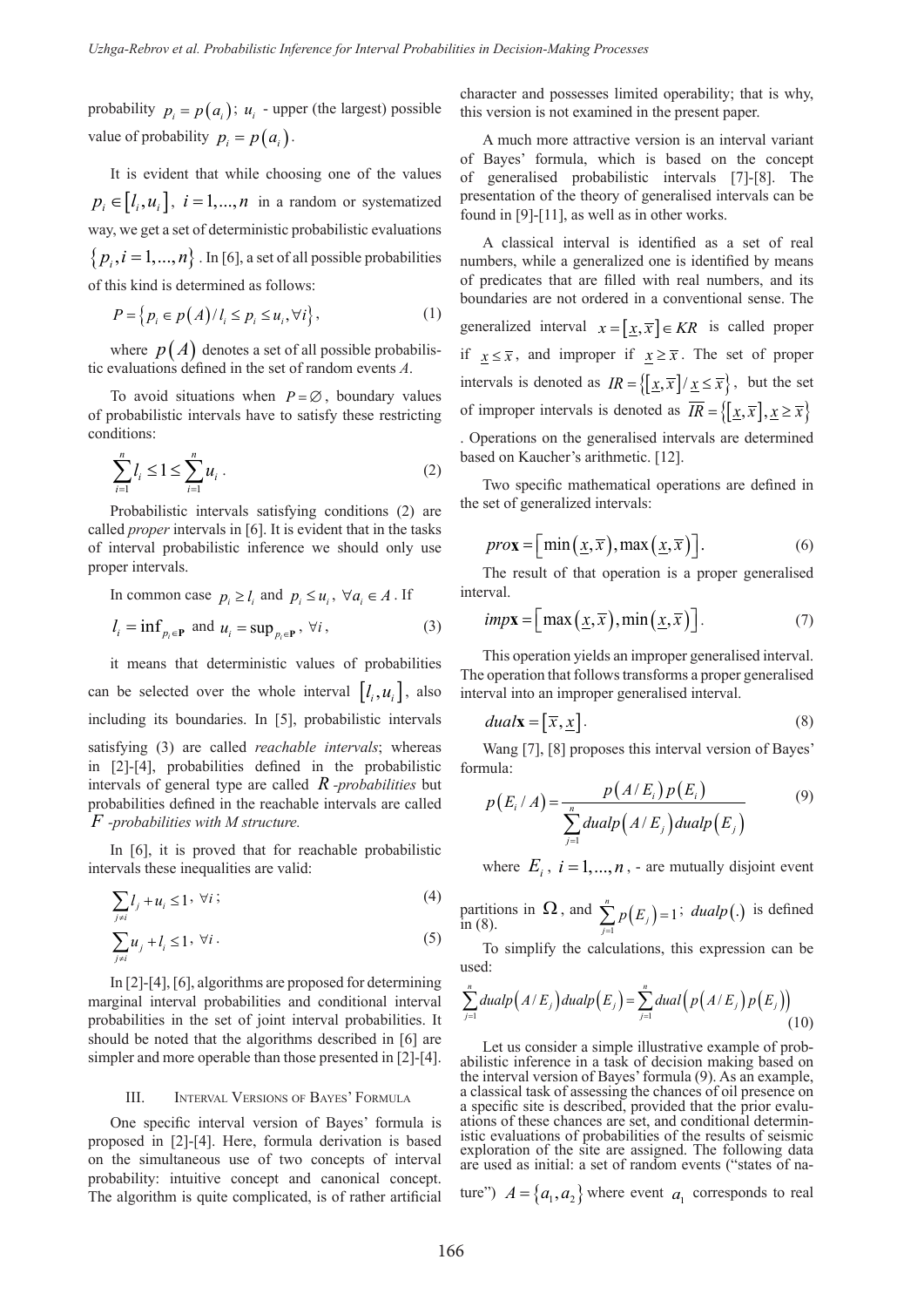probability $p_i = p(a_i)$; $u_i$ - upper (the largest) possible value of probability $p_i = p(a_i)$.

It is evident that while choosing one of the values $p_i \in [l_i, u_i],\ i = 1,...,n$ in a random or systematized way, we get a set of deterministic probabilistic evaluations $\{p_i, i = 1,...,n\}$. In [6], a set of all possible probabilities of this kind is determined as follows:

$$P = \{p_i \in p(A) / l_i \le p_i \le u_i, \forall i\}, \tag{1}$$

where $p(A)$ denotes a set of all possible probabilistic evaluations defined in the set of random events *A*.

To avoid situations when $P = \varnothing$, boundary values of probabilistic intervals have to satisfy these restricting conditions:

$$\sum_{i=1}^{n} l_i \le 1 \le \sum_{i=1}^{n} u_i\ . \tag{2}$$

Probabilistic intervals satisfying conditions (2) are called *proper* intervals in [6]. It is evident that in the tasks of interval probabilistic inference we should only use proper intervals.

In common case $p_i \ge l_i$ and $p_i \le u_i,\ \forall a_i \in A$. If

$$l_i = \inf_{p_i \in \mathbf{P}} \text{ and } u_i = \sup_{p_i \in \mathbf{P}},\ \forall i, \tag{3}$$

it means that deterministic values of probabilities can be selected over the whole interval $[l_i, u_i]$, also including its boundaries. In [5], probabilistic intervals satisfying (3) are called *reachable intervals*; whereas in [2]-[4], probabilities defined in the probabilistic intervals of general type are called *R -probabilities* but probabilities defined in the reachable intervals are called *F -probabilities with M structure.*

In [6], it is proved that for reachable probabilistic intervals these inequalities are valid:

$$\sum_{j \ne i} l_j + u_i \le 1,\ \forall i; \tag{4}$$

$$\sum_{j \ne i} u_j + l_i \le 1,\ \forall i. \tag{5}$$

In [2]-[4], [6], algorithms are proposed for determining marginal interval probabilities and conditional interval probabilities in the set of joint interval probabilities. It should be noted that the algorithms described in [6] are simpler and more operable than those presented in [2]-[4].

## III. Interval Versions of Bayes' Formula

One specific interval version of Bayes' formula is proposed in [2]-[4]. Here, formula derivation is based on the simultaneous use of two concepts of interval probability: intuitive concept and canonical concept. The algorithm is quite complicated, is of rather artificial character and possesses limited operability; that is why, this version is not examined in the present paper.

A much more attractive version is an interval variant of Bayes' formula, which is based on the concept of generalised probabilistic intervals [7]-[8]. The presentation of the theory of generalised intervals can be found in [9]-[11], as well as in other works.

A classical interval is identified as a set of real numbers, while a generalized one is identified by means of predicates that are filled with real numbers, and its boundaries are not ordered in a conventional sense. The generalized interval $x = [\underline{x}, \overline{x}] \in KR$ is called proper if $\underline{x} \le \overline{x}$, and improper if $\underline{x} \ge \overline{x}$. The set of proper intervals is denoted as $IR = \{[\underline{x}, \overline{x}] / \underline{x} \le \overline{x}\}$, but the set of improper intervals is denoted as $\overline{IR} = \{[\underline{x}, \overline{x}], \underline{x} \ge \overline{x}\}$. Operations on the generalised intervals are determined based on Kaucher's arithmetic. [12].

Two specific mathematical operations are defined in the set of generalized intervals:

$$pro\mathbf{x} = \left[\min(\underline{x}, \overline{x}), \max(\underline{x}, \overline{x})\right]. \tag{6}$$

The result of that operation is a proper generalised interval.

$$imp\mathbf{x} = \left[\max(\underline{x}, \overline{x}), \min(\underline{x}, \overline{x})\right]. \tag{7}$$

This operation yields an improper generalised interval. The operation that follows transforms a proper generalised interval into an improper generalised interval.

$$dual\mathbf{x} = [\overline{x}, \underline{x}]. \tag{8}$$

Wang [7], [8] proposes this interval version of Bayes' formula:

$$p(E_i / A) = \frac{p(A / E_i)\, p(E_i)}{\sum_{j=1}^{n} dualp(A / E_j)\, dualp(E_j)} \tag{9}$$

where $E_i$, $i = 1,...,n$, - are mutually disjoint event partitions in $\Omega$, and $\sum_{j=1}^{n} p(E_j) = 1$; $dualp(.)$ is defined in (8).

To simplify the calculations, this expression can be used:

$$\sum_{j=1}^{n} dualp(A / E_j)\, dualp(E_j) = \sum_{j=1}^{n} dual\left(p(A / E_j)\, p(E_j)\right) \tag{10}$$

Let us consider a simple illustrative example of probabilistic inference in a task of decision making based on the interval version of Bayes' formula (9). As an example, a classical task of assessing the chances of oil presence on a specific site is described, provided that the prior evaluations of these chances are set, and conditional deterministic evaluations of probabilities of the results of seismic exploration of the site are assigned. The following data are used as initial: a set of random events ("states of nature") $A = \{a_1, a_2\}$ where event $a_1$ corresponds to real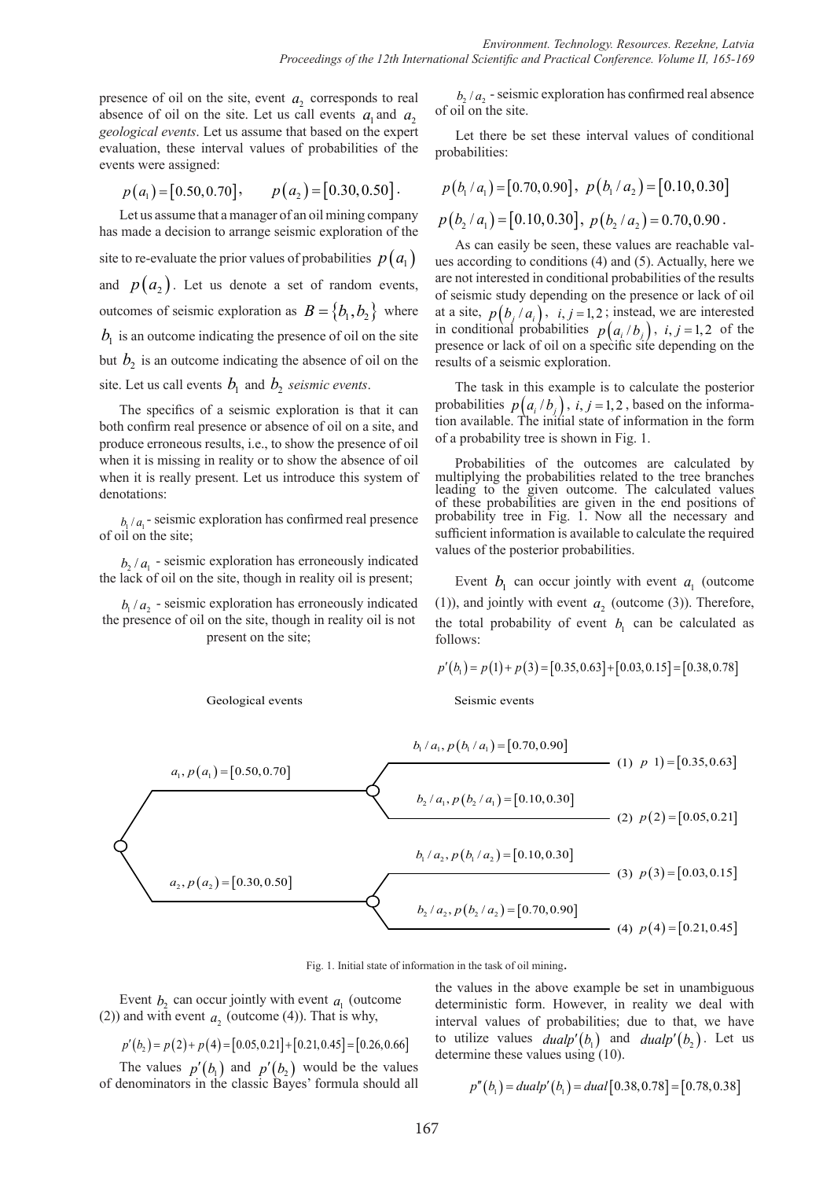presence of oil on the site, event $a_2$ corresponds to real absence of oil on the site. Let us call events $a_1$ and $a_2$ *geological events*. Let us assume that based on the expert evaluation, these interval values of probabilities of the events were assigned:

$$p(a_1) = [0.50, 0.70], \qquad p(a_2) = [0.30, 0.50].$$

Let us assume that a manager of an oil mining company has made a decision to arrange seismic exploration of the site to re-evaluate the prior values of probabilities $p(a_1)$ and $p(a_2)$. Let us denote a set of random events, outcomes of seismic exploration as $B = \{b_1, b_2\}$ where $b_1$ is an outcome indicating the presence of oil on the site but $b_2$ is an outcome indicating the absence of oil on the site. Let us call events $b_1$ and $b_2$ *seismic events*.

The specifics of a seismic exploration is that it can both confirm real presence or absence of oil on a site, and produce erroneous results, i.e., to show the presence of oil when it is missing in reality or to show the absence of oil when it is really present. Let us introduce this system of denotations:

$b_1/a_1$ - seismic exploration has confirmed real presence of oil on the site;

$b_2/a_1$ - seismic exploration has erroneously indicated the lack of oil on the site, though in reality oil is present;

$b_1/a_2$ - seismic exploration has erroneously indicated the presence of oil on the site, though in reality oil is not present on the site;

$b_2/a_2$ - seismic exploration has confirmed real absence of oil on the site.

Let there be set these interval values of conditional probabilities:

$$p(b_1/a_1) = [0.70, 0.90], \; p(b_1/a_2) = [0.10, 0.30]$$

$$p(b_2/a_1) = [0.10, 0.30], \; p(b_2/a_2) = 0.70, 0.90.$$

As can easily be seen, these values are reachable values according to conditions (4) and (5). Actually, here we are not interested in conditional probabilities of the results of seismic study depending on the presence or lack of oil at a site, $p(b_j/a_i)$, $i, j = 1,2$; instead, we are interested in conditional probabilities $p(a_i/b_j)$, $i, j = 1,2$ of the presence or lack of oil on a specific site depending on the results of a seismic exploration.

The task in this example is to calculate the posterior probabilities $p(a_i/b_j)$, $i, j = 1,2$, based on the information available. The initial state of information in the form of a probability tree is shown in Fig. 1.

Probabilities of the outcomes are calculated by multiplying the probabilities related to the tree branches leading to the given outcome. The calculated values of these probabilities are given in the end positions of probability tree in Fig. 1. Now all the necessary and sufficient information is available to calculate the required values of the posterior probabilities.

Event $b_1$ can occur jointly with event $a_1$ (outcome (1)), and jointly with event $a_2$ (outcome (3)). Therefore, the total probability of event $b_1$ can be calculated as follows:

$$p'(b_1) = p(1) + p(3) = [0.35, 0.63] + [0.03, 0.15] = [0.38, 0.78]$$

Geological events — Seismic events

- $a_1, p(a_1) = [0.50, 0.70]$
  - $b_1/a_1, p(b_1/a_1) = [0.70, 0.90]$ — (1) $p(1) = [0.35, 0.63]$
  - $b_2/a_1, p(b_2/a_1) = [0.10, 0.30]$ — (2) $p(2) = [0.05, 0.21]$
- $a_2, p(a_2) = [0.30, 0.50]$
  - $b_1/a_2, p(b_1/a_2) = [0.10, 0.30]$ — (3) $p(3) = [0.03, 0.15]$
  - $b_2/a_2, p(b_2/a_2) = [0.70, 0.90]$ — (4) $p(4) = [0.21, 0.45]$

Fig. 1. Initial state of information in the task of oil mining.

Event $b_2$ can occur jointly with event $a_1$ (outcome (2)) and with event $a_2$ (outcome (4)). That is why,

$$p'(b_2) = p(2) + p(4) = [0.05, 0.21] + [0.21, 0.45] = [0.26, 0.66]$$

The values $p'(b_1)$ and $p'(b_2)$ would be the values of denominators in the classic Bayes' formula should all the values in the above example be set in unambiguous deterministic form. However, in reality we deal with interval values of probabilities; due to that, we have to utilize values $dualp'(b_1)$ and $dualp'(b_2)$. Let us determine these values using (10).

$$p''(b_1) = dualp'(b_1) = dual[0.38, 0.78] = [0.78, 0.38]$$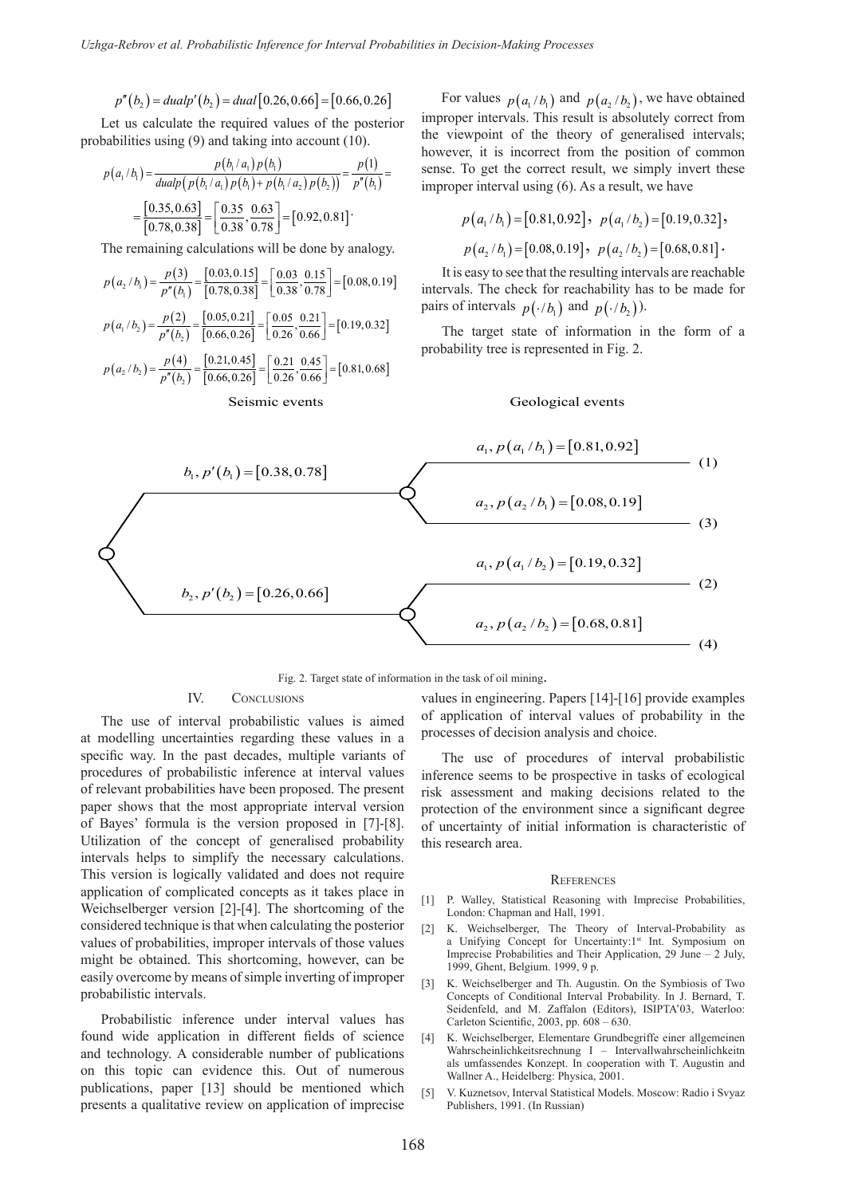$$p''(b_2) = dualp'(b_2) = dual[0.26, 0.66] = [0.66, 0.26]$$

Let us calculate the required values of the posterior probabilities using (9) and taking into account (10).

$$p(a_1/b_1) = \frac{p(b_1/a_1)p(b_1)}{dualp(p(b_1/a_1)p(b_1) + p(b_1/a_2)p(b_2))} = \frac{p(1)}{p''(b_1)} =$$

$$= \frac{[0.35, 0.63]}{[0.78, 0.38]} = \left[\frac{0.35}{0.38}, \frac{0.63}{0.78}\right] = [0.92, 0.81].$$

The remaining calculations will be done by analogy.

$$p(a_2/b_1) = \frac{p(3)}{p''(b_1)} = \frac{[0.03, 0.15]}{[0.78, 0.38]} = \left[\frac{0.03}{0.38}, \frac{0.15}{0.78}\right] = [0.08, 0.19]$$

$$p(a_1/b_2) = \frac{p(2)}{p''(b_2)} = \frac{[0.05, 0.21]}{[0.66, 0.26]} = \left[\frac{0.05}{0.26}, \frac{0.21}{0.66}\right] = [0.19, 0.32]$$

$$p(a_2/b_2) = \frac{p(4)}{p''(b_2)} = \frac{[0.21, 0.45]}{[0.66, 0.26]} = \left[\frac{0.21}{0.26}, \frac{0.45}{0.66}\right] = [0.81, 0.68]$$

For values $p(a_1/b_1)$ and $p(a_2/b_2)$, we have obtained improper intervals. This result is absolutely correct from the viewpoint of the theory of generalised intervals; however, it is incorrect from the position of common sense. To get the correct result, we simply invert these improper interval using (6). As a result, we have

$$p(a_1/b_1) = [0.81, 0.92],\ p(a_1/b_2) = [0.19, 0.32],$$

$$p(a_2/b_1) = [0.08, 0.19],\ p(a_2/b_2) = [0.68, 0.81].$$

It is easy to see that the resulting intervals are reachable intervals. The check for reachability has to be made for pairs of intervals $p(\cdot/b_1)$ and $p(\cdot/b_2)$).

The target state of information in the form of a probability tree is represented in Fig. 2.

Seismic events — Geological events

- $b_1, p'(b_1) = [0.38, 0.78]$
  - $a_1, p(a_1/b_1) = [0.81, 0.92]$ (1)
  - $a_2, p(a_2/b_1) = [0.08, 0.19]$ (3)
- $b_2, p'(b_2) = [0.26, 0.66]$
  - $a_1, p(a_1/b_2) = [0.19, 0.32]$ (2)
  - $a_2, p(a_2/b_2) = [0.68, 0.81]$ (4)

Fig. 2. Target state of information in the task of oil mining.

## IV. Conclusions

The use of interval probabilistic values is aimed at modelling uncertainties regarding these values in a specific way. In the past decades, multiple variants of procedures of probabilistic inference at interval values of relevant probabilities have been proposed. The present paper shows that the most appropriate interval version of Bayes' formula is the version proposed in [7]-[8]. Utilization of the concept of generalised probability intervals helps to simplify the necessary calculations. This version is logically validated and does not require application of complicated concepts as it takes place in Weichselberger version [2]-[4]. The shortcoming of the considered technique is that when calculating the posterior values of probabilities, improper intervals of those values might be obtained. This shortcoming, however, can be easily overcome by means of simple inverting of improper probabilistic intervals.

Probabilistic inference under interval values has found wide application in different fields of science and technology. A considerable number of publications on this topic can evidence this. Out of numerous publications, paper [13] should be mentioned which presents a qualitative review on application of imprecise values in engineering. Papers [14]-[16] provide examples of application of interval values of probability in the processes of decision analysis and choice.

The use of procedures of interval probabilistic inference seems to be prospective in tasks of ecological risk assessment and making decisions related to the protection of the environment since a significant degree of uncertainty of initial information is characteristic of this research area.

## References

[1] P. Walley, Statistical Reasoning with Imprecise Probabilities, London: Chapman and Hall, 1991.

[2] K. Weichselberger, The Theory of Interval-Probability as a Unifying Concept for Uncertainty:1st Int. Symposium on Imprecise Probabilities and Their Application, 29 June – 2 July, 1999, Ghent, Belgium. 1999, 9 p.

[3] K. Weichselberger and Th. Augustin. On the Symbiosis of Two Concepts of Conditional Interval Probability. In J. Bernard, T. Seidenfeld, and M. Zaffalon (Editors), ISIPTA'03, Waterloo: Carleton Scientific, 2003, pp. 608 – 630.

[4] K. Weichselberger, Elementare Grundbegriffe einer allgemeinen Wahrscheinlichkeitsrechnung I – Intervallwahrscheinlichkeitn als umfassendes Konzept. In cooperation with T. Augustin and Wallner A., Heidelberg: Physica, 2001.

[5] V. Kuznetsov, Interval Statistical Models. Moscow: Radio i Svyaz Publishers, 1991. (In Russian)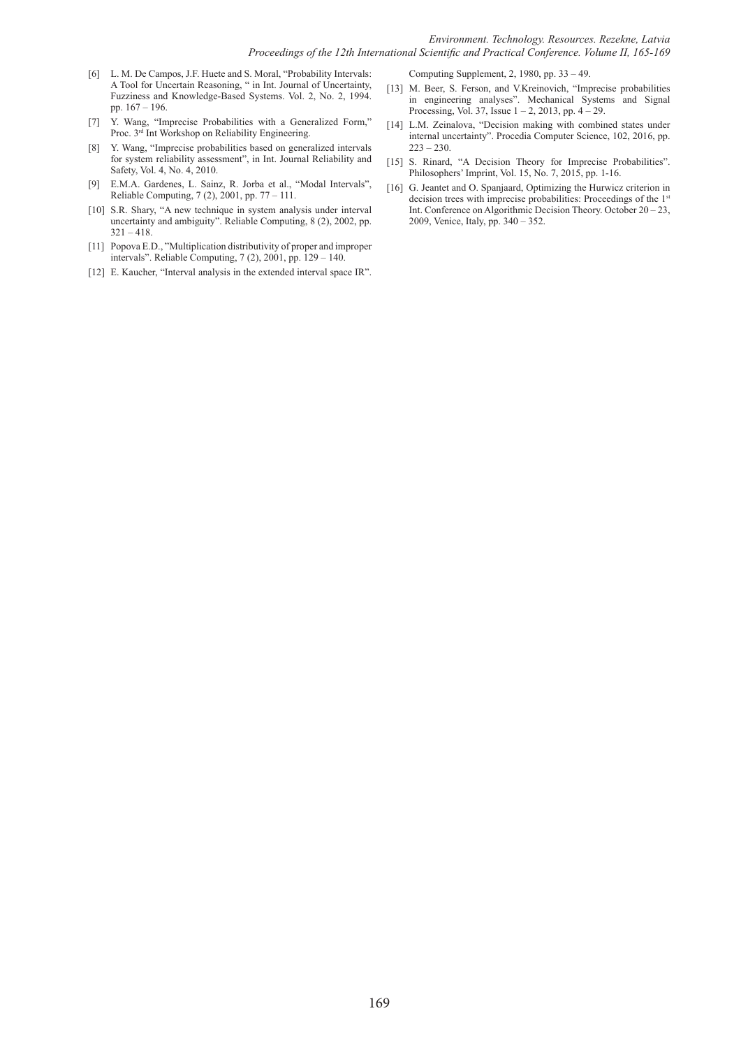[6] L. M. De Campos, J.F. Huete and S. Moral, "Probability Intervals: A Tool for Uncertain Reasoning, " in Int. Journal of Uncertainty, Fuzziness and Knowledge-Based Systems. Vol. 2, No. 2, 1994. pp. 167 – 196.

[7] Y. Wang, "Imprecise Probabilities with a Generalized Form," Proc. 3rd Int Workshop on Reliability Engineering.

[8] Y. Wang, "Imprecise probabilities based on generalized intervals for system reliability assessment", in Int. Journal Reliability and Safety, Vol. 4, No. 4, 2010.

[9] E.M.A. Gardenes, L. Sainz, R. Jorba et al., "Modal Intervals", Reliable Computing, 7 (2), 2001, pp. 77 – 111.

[10] S.R. Shary, "A new technique in system analysis under interval uncertainty and ambiguity". Reliable Computing, 8 (2), 2002, pp. 321 – 418.

[11] Popova E.D., "Multiplication distributivity of proper and improper intervals". Reliable Computing, 7 (2), 2001, pp. 129 – 140.

[12] E. Kaucher, "Interval analysis in the extended interval space IR". Computing Supplement, 2, 1980, pp. 33 – 49.

[13] M. Beer, S. Ferson, and V.Kreinovich, "Imprecise probabilities in engineering analyses". Mechanical Systems and Signal Processing, Vol. 37, Issue 1 – 2, 2013, pp. 4 – 29.

[14] L.M. Zeinalova, "Decision making with combined states under internal uncertainty". Procedia Computer Science, 102, 2016, pp. 223 – 230.

[15] S. Rinard, "A Decision Theory for Imprecise Probabilities". Philosophers' Imprint, Vol. 15, No. 7, 2015, pp. 1-16.

[16] G. Jeantet and O. Spanjaard, Optimizing the Hurwicz criterion in decision trees with imprecise probabilities: Proceedings of the 1st Int. Conference on Algorithmic Decision Theory. October 20 – 23, 2009, Venice, Italy, pp. 340 – 352.